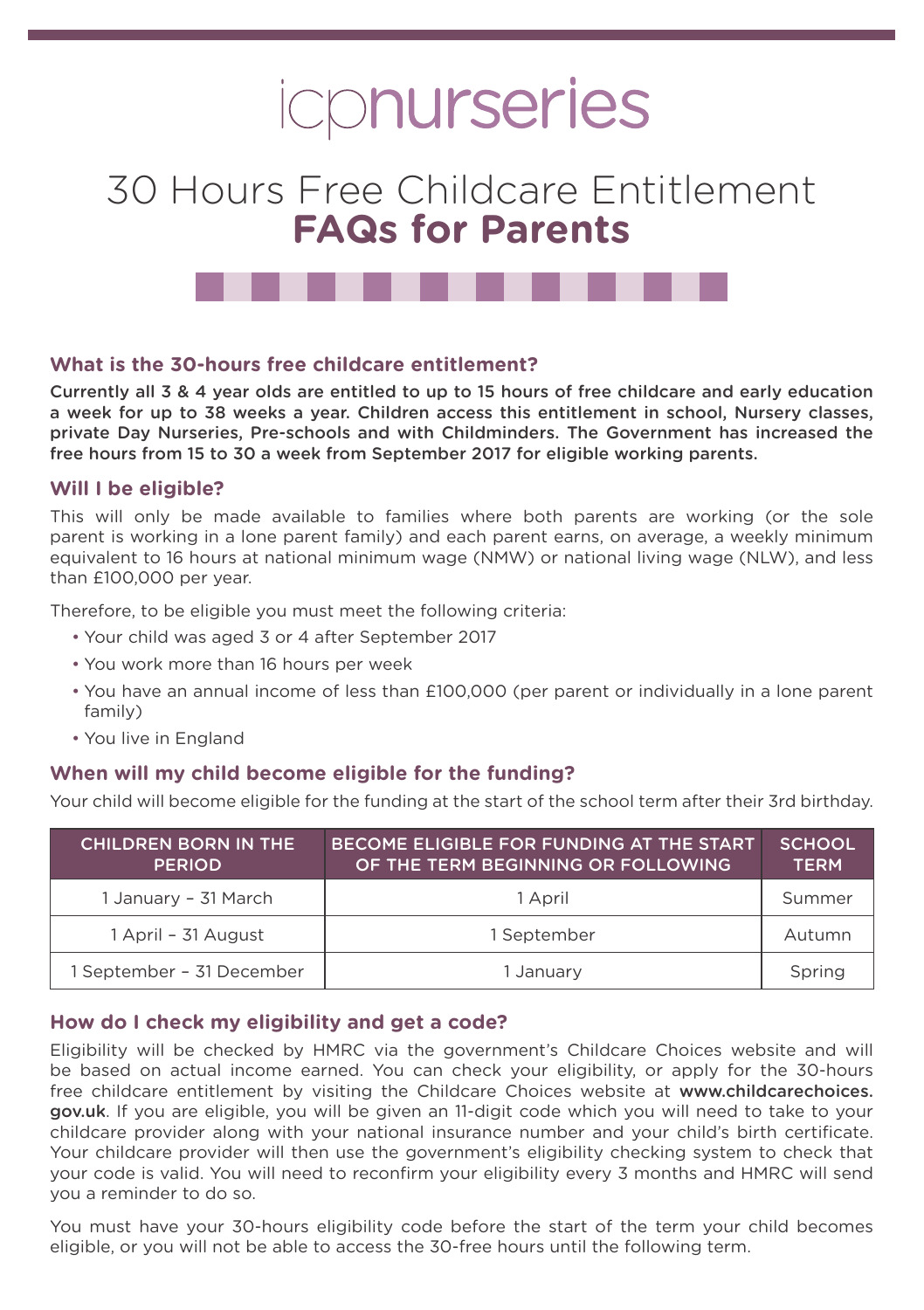# icpnurseries

# 30 Hours Free Childcare Entitlement **FAQs for Parents**

### What is the 30-hours free childcare entitlement?

**Currently all 3 & 4 year olds are entitled to up to 15 hours of free childcare and early education a week for up to 38 weeks a year. Children access this entitlement in school, Nursery classes, private Day Nurseries, Pre-schools and with Childminders. The Government has increased the free hours from 15 to 30 a week from September 2017 for eligible working parents.**

### Will I be eligible?

This will only be made available to families where both parents are working (or the sole parent is working in a lone parent family) and each parent earns, on average, a weekly minimum equivalent to 16 hours at national minimum wage (NMW) or national living wage (NLW), and less than £100,000 per year.

Therefore, to be eligible you must meet the following criteria:

- Your child was aged 3 or 4 after September 2017
- You work more than 16 hours per week
- You have an annual income of less than £100,000 (per parent or individually in a lone parent family)
- You live in England

### When will my child become eligible for the funding?

Your child will become eligible for the funding at the start of the school term after their 3rd birthday.

| CHILDREN BORN IN THE PERIOD | BECOME ELIGIBLE FOR FUNDING AT THE START OF THE TERM BEGINNING OR FOLLOWING | SCHOOL TERM |
|---|---|---|
| 1 January – 31 March | 1 April | Summer |
| 1 April – 31 August | 1 September | Autumn |
| 1 September – 31 December | 1 January | Spring |

### How do I check my eligibility and get a code?

Eligibility will be checked by HMRC via the government's Childcare Choices website and will be based on actual income earned. You can check your eligibility, or apply for the 30-hours free childcare entitlement by visiting the Childcare Choices website at **www.childcarechoices.gov.uk**. If you are eligible, you will be given an 11-digit code which you will need to take to your childcare provider along with your national insurance number and your child's birth certificate. Your childcare provider will then use the government's eligibility checking system to check that your code is valid. You will need to reconfirm your eligibility every 3 months and HMRC will send you a reminder to do so.

You must have your 30-hours eligibility code before the start of the term your child becomes eligible, or you will not be able to access the 30-free hours until the following term.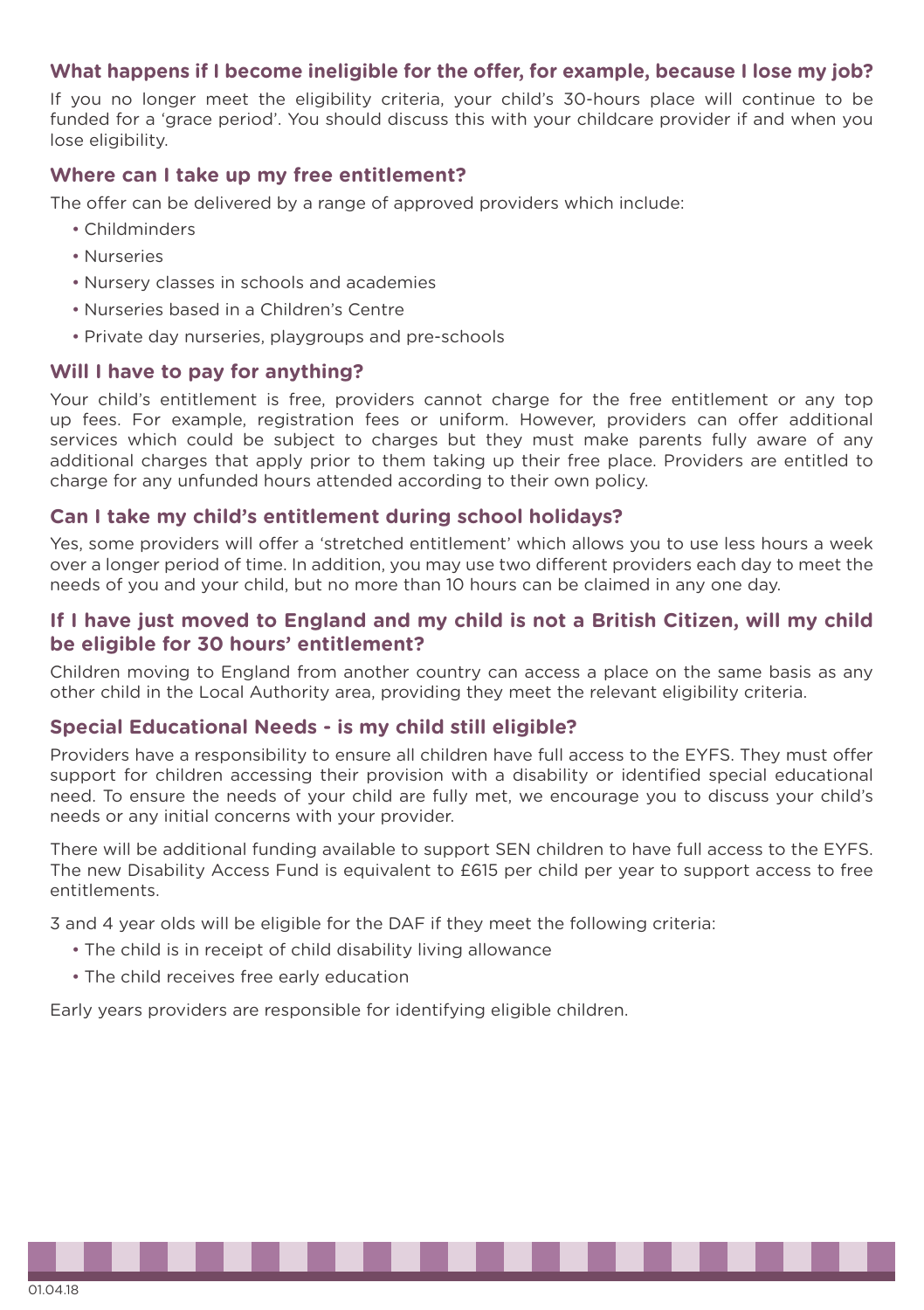### What happens if I become ineligible for the offer, for example, because I lose my job?

If you no longer meet the eligibility criteria, your child's 30-hours place will continue to be funded for a 'grace period'. You should discuss this with your childcare provider if and when you lose eligibility.

### Where can I take up my free entitlement?

The offer can be delivered by a range of approved providers which include:

- Childminders
- Nurseries
- Nursery classes in schools and academies
- Nurseries based in a Children's Centre
- Private day nurseries, playgroups and pre-schools

### Will I have to pay for anything?

Your child's entitlement is free, providers cannot charge for the free entitlement or any top up fees. For example, registration fees or uniform. However, providers can offer additional services which could be subject to charges but they must make parents fully aware of any additional charges that apply prior to them taking up their free place. Providers are entitled to charge for any unfunded hours attended according to their own policy.

### Can I take my child's entitlement during school holidays?

Yes, some providers will offer a 'stretched entitlement' which allows you to use less hours a week over a longer period of time. In addition, you may use two different providers each day to meet the needs of you and your child, but no more than 10 hours can be claimed in any one day.

### If I have just moved to England and my child is not a British Citizen, will my child be eligible for 30 hours' entitlement?

Children moving to England from another country can access a place on the same basis as any other child in the Local Authority area, providing they meet the relevant eligibility criteria.

### Special Educational Needs - is my child still eligible?

Providers have a responsibility to ensure all children have full access to the EYFS. They must offer support for children accessing their provision with a disability or identified special educational need. To ensure the needs of your child are fully met, we encourage you to discuss your child's needs or any initial concerns with your provider.

There will be additional funding available to support SEN children to have full access to the EYFS. The new Disability Access Fund is equivalent to £615 per child per year to support access to free entitlements.

3 and 4 year olds will be eligible for the DAF if they meet the following criteria:

- The child is in receipt of child disability living allowance
- The child receives free early education

Early years providers are responsible for identifying eligible children.

01.04.18